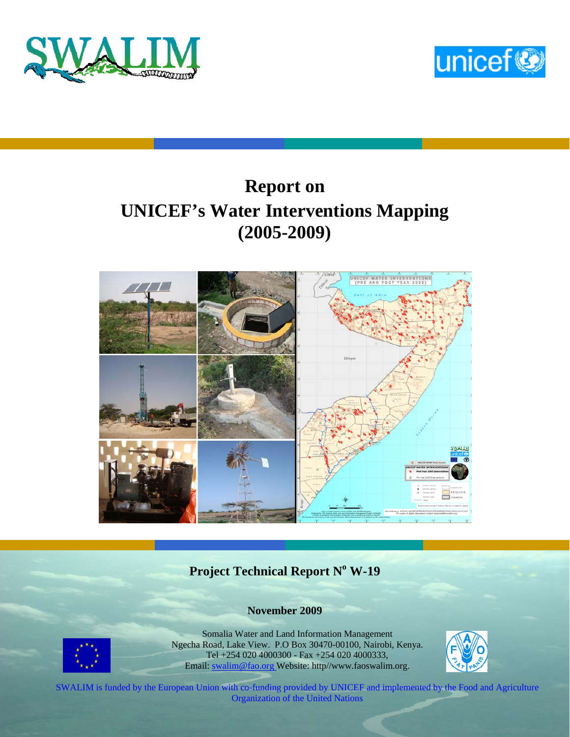# Report on UNICEF's Water Interventions Mapping (2005-2009)

**Project Technical Report N° W-19**

**November 2009**

Somalia Water and Land Information Management
Ngecha Road, Lake View. P.O Box 30470-00100, Nairobi, Kenya.
Tel +254 020 4000300 - Fax +254 020 4000333,
Email: swalim@fao.org Website: http//www.faoswalim.org.

SWALIM is funded by the European Union with co-funding provided by UNICEF and implemented by the Food and Agriculture Organization of the United Nations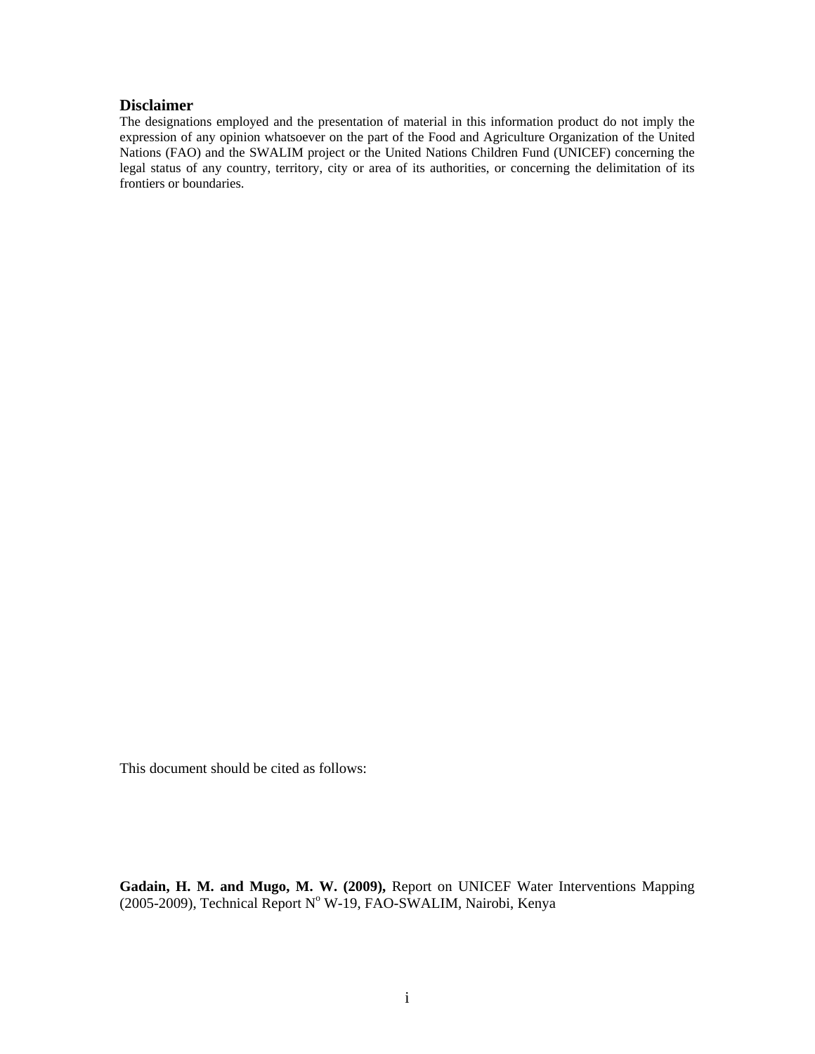## Disclaimer

The designations employed and the presentation of material in this information product do not imply the expression of any opinion whatsoever on the part of the Food and Agriculture Organization of the United Nations (FAO) and the SWALIM project or the United Nations Children Fund (UNICEF) concerning the legal status of any country, territory, city or area of its authorities, or concerning the delimitation of its frontiers or boundaries.

This document should be cited as follows:

**Gadain, H. M. and Mugo, M. W. (2009),** Report on UNICEF Water Interventions Mapping (2005-2009), Technical Report N$^o$ W-19, FAO-SWALIM, Nairobi, Kenya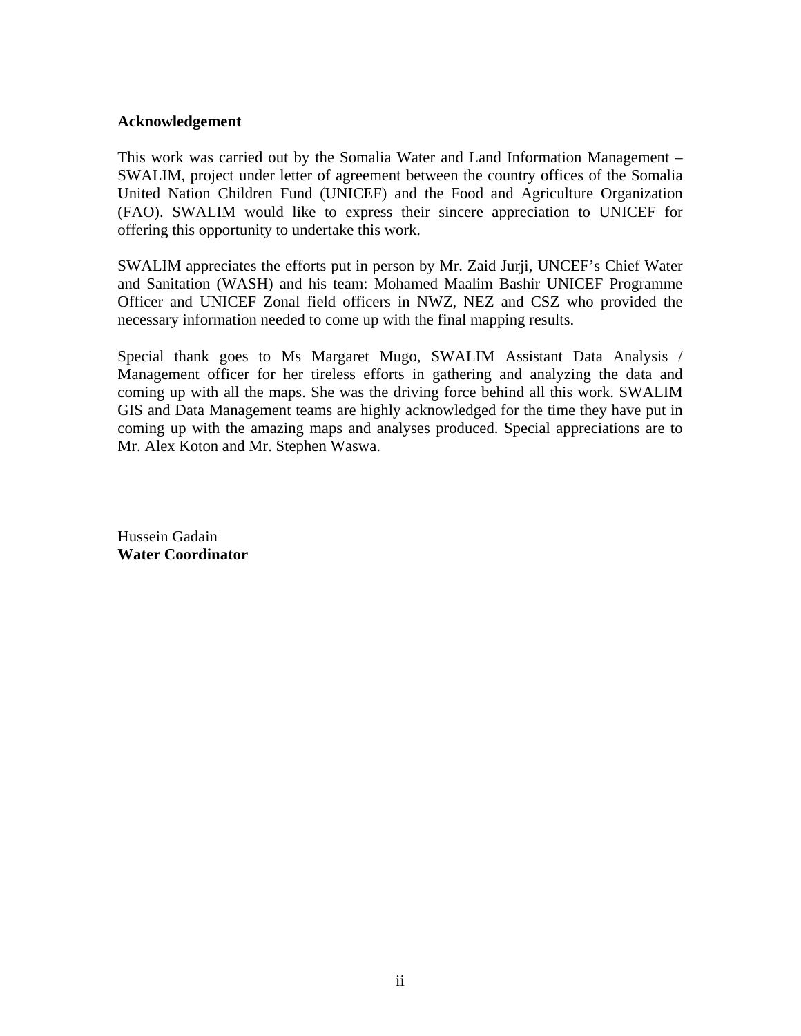## Acknowledgement

This work was carried out by the Somalia Water and Land Information Management – SWALIM, project under letter of agreement between the country offices of the Somalia United Nation Children Fund (UNICEF) and the Food and Agriculture Organization (FAO). SWALIM would like to express their sincere appreciation to UNICEF for offering this opportunity to undertake this work.

SWALIM appreciates the efforts put in person by Mr. Zaid Jurji, UNCEF's Chief Water and Sanitation (WASH) and his team: Mohamed Maalim Bashir UNICEF Programme Officer and UNICEF Zonal field officers in NWZ, NEZ and CSZ who provided the necessary information needed to come up with the final mapping results.

Special thank goes to Ms Margaret Mugo, SWALIM Assistant Data Analysis / Management officer for her tireless efforts in gathering and analyzing the data and coming up with all the maps. She was the driving force behind all this work. SWALIM GIS and Data Management teams are highly acknowledged for the time they have put in coming up with the amazing maps and analyses produced. Special appreciations are to Mr. Alex Koton and Mr. Stephen Waswa.

Hussein Gadain
**Water Coordinator**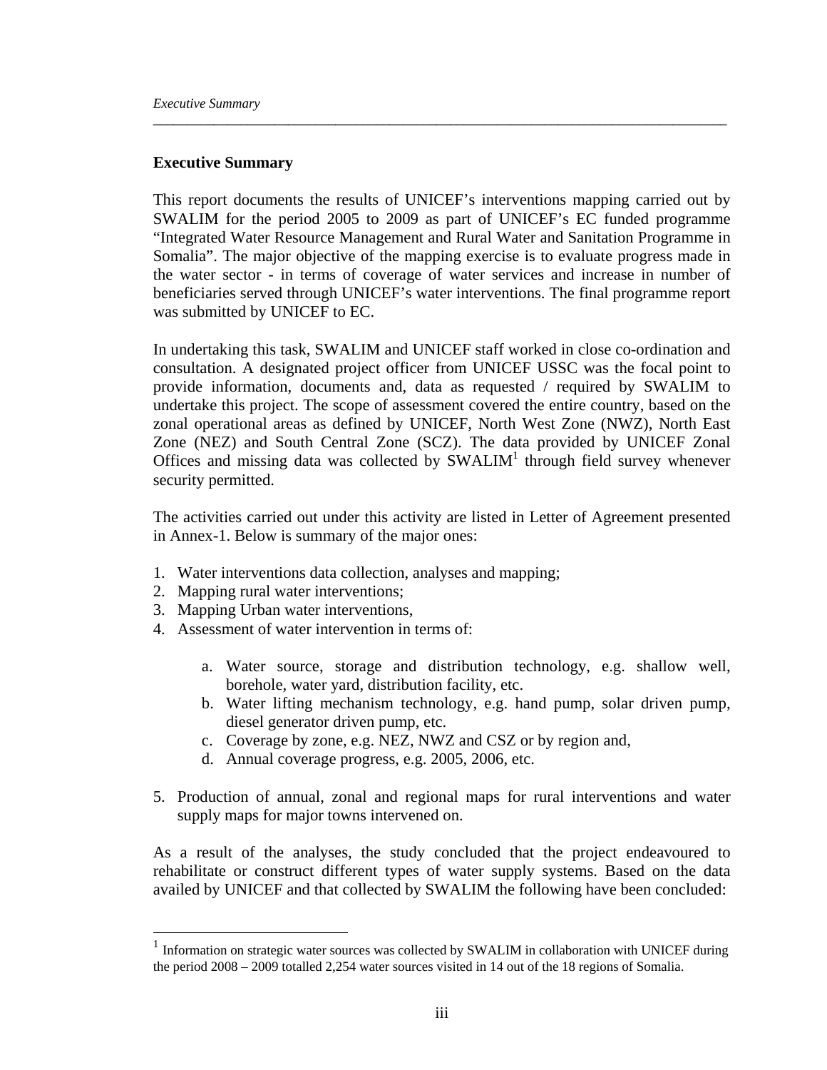## Executive Summary

This report documents the results of UNICEF's interventions mapping carried out by SWALIM for the period 2005 to 2009 as part of UNICEF's EC funded programme "Integrated Water Resource Management and Rural Water and Sanitation Programme in Somalia". The major objective of the mapping exercise is to evaluate progress made in the water sector - in terms of coverage of water services and increase in number of beneficiaries served through UNICEF's water interventions. The final programme report was submitted by UNICEF to EC.

In undertaking this task, SWALIM and UNICEF staff worked in close co-ordination and consultation. A designated project officer from UNICEF USSC was the focal point to provide information, documents and, data as requested / required by SWALIM to undertake this project. The scope of assessment covered the entire country, based on the zonal operational areas as defined by UNICEF, North West Zone (NWZ), North East Zone (NEZ) and South Central Zone (SCZ). The data provided by UNICEF Zonal Offices and missing data was collected by SWALIM[1] through field survey whenever security permitted.

The activities carried out under this activity are listed in Letter of Agreement presented in Annex-1. Below is summary of the major ones:

1. Water interventions data collection, analyses and mapping;
2. Mapping rural water interventions;
3. Mapping Urban water interventions,
4. Assessment of water intervention in terms of:

    a. Water source, storage and distribution technology, e.g. shallow well, borehole, water yard, distribution facility, etc.
    b. Water lifting mechanism technology, e.g. hand pump, solar driven pump, diesel generator driven pump, etc.
    c. Coverage by zone, e.g. NEZ, NWZ and CSZ or by region and,
    d. Annual coverage progress, e.g. 2005, 2006, etc.

5. Production of annual, zonal and regional maps for rural interventions and water supply maps for major towns intervened on.

As a result of the analyses, the study concluded that the project endeavoured to rehabilitate or construct different types of water supply systems. Based on the data availed by UNICEF and that collected by SWALIM the following have been concluded:

---

[1] Information on strategic water sources was collected by SWALIM in collaboration with UNICEF during the period 2008 – 2009 totalled 2,254 water sources visited in 14 out of the 18 regions of Somalia.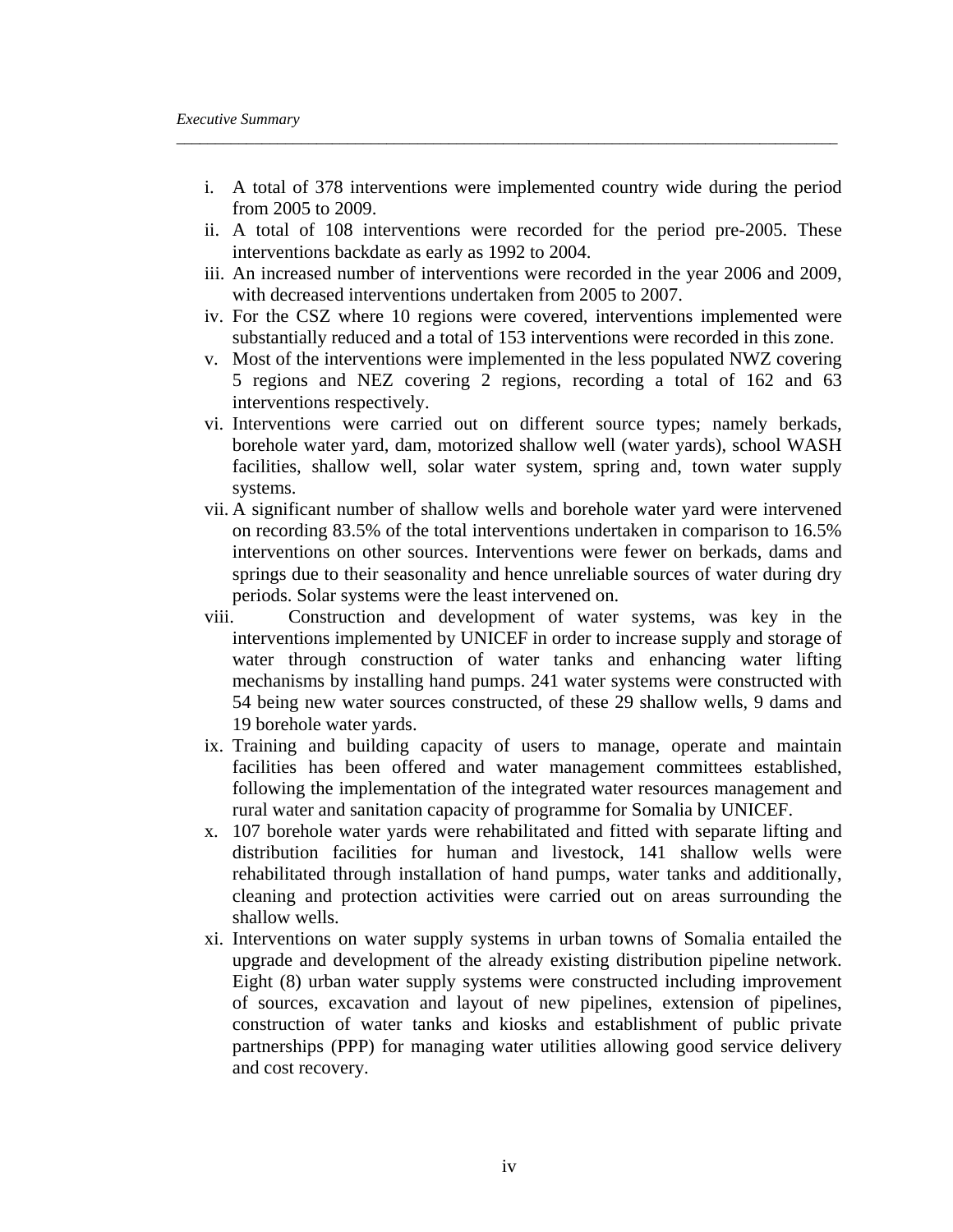i. A total of 378 interventions were implemented country wide during the period from 2005 to 2009.
ii. A total of 108 interventions were recorded for the period pre-2005. These interventions backdate as early as 1992 to 2004.
iii. An increased number of interventions were recorded in the year 2006 and 2009, with decreased interventions undertaken from 2005 to 2007.
iv. For the CSZ where 10 regions were covered, interventions implemented were substantially reduced and a total of 153 interventions were recorded in this zone.
v. Most of the interventions were implemented in the less populated NWZ covering 5 regions and NEZ covering 2 regions, recording a total of 162 and 63 interventions respectively.
vi. Interventions were carried out on different source types; namely berkads, borehole water yard, dam, motorized shallow well (water yards), school WASH facilities, shallow well, solar water system, spring and, town water supply systems.
vii. A significant number of shallow wells and borehole water yard were intervened on recording 83.5% of the total interventions undertaken in comparison to 16.5% interventions on other sources. Interventions were fewer on berkads, dams and springs due to their seasonality and hence unreliable sources of water during dry periods. Solar systems were the least intervened on.
viii. Construction and development of water systems, was key in the interventions implemented by UNICEF in order to increase supply and storage of water through construction of water tanks and enhancing water lifting mechanisms by installing hand pumps. 241 water systems were constructed with 54 being new water sources constructed, of these 29 shallow wells, 9 dams and 19 borehole water yards.
ix. Training and building capacity of users to manage, operate and maintain facilities has been offered and water management committees established, following the implementation of the integrated water resources management and rural water and sanitation capacity of programme for Somalia by UNICEF.
x. 107 borehole water yards were rehabilitated and fitted with separate lifting and distribution facilities for human and livestock, 141 shallow wells were rehabilitated through installation of hand pumps, water tanks and additionally, cleaning and protection activities were carried out on areas surrounding the shallow wells.
xi. Interventions on water supply systems in urban towns of Somalia entailed the upgrade and development of the already existing distribution pipeline network. Eight (8) urban water supply systems were constructed including improvement of sources, excavation and layout of new pipelines, extension of pipelines, construction of water tanks and kiosks and establishment of public private partnerships (PPP) for managing water utilities allowing good service delivery and cost recovery.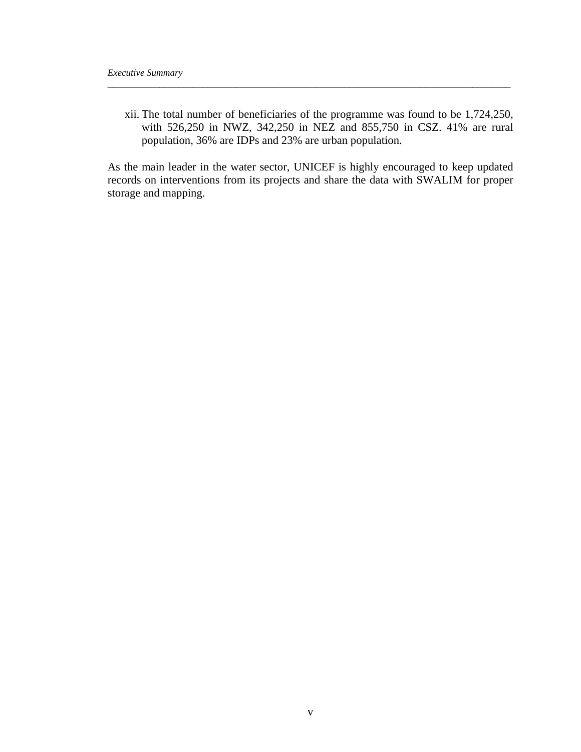xii. The total number of beneficiaries of the programme was found to be 1,724,250, with 526,250 in NWZ, 342,250 in NEZ and 855,750 in CSZ. 41% are rural population, 36% are IDPs and 23% are urban population.

As the main leader in the water sector, UNICEF is highly encouraged to keep updated records on interventions from its projects and share the data with SWALIM for proper storage and mapping.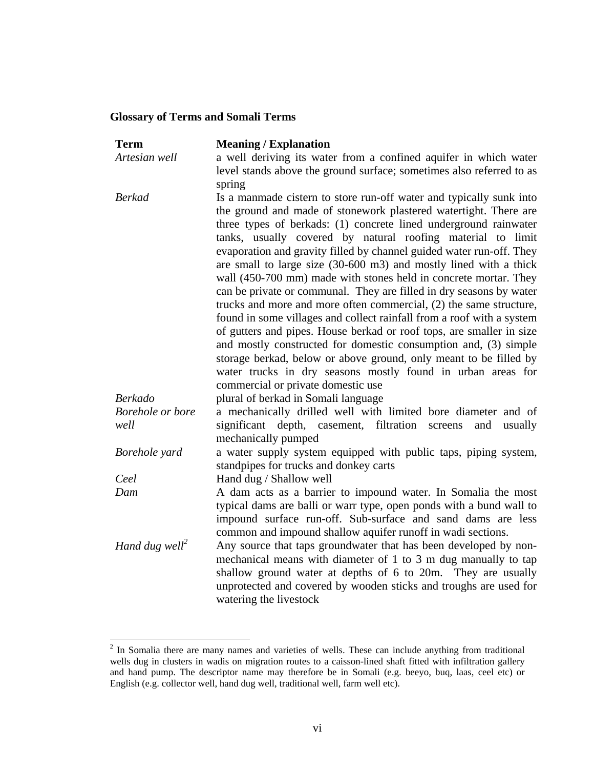**Glossary of Terms and Somali Terms**

| Term | Meaning / Explanation |
|---|---|
| *Artesian well* | a well deriving its water from a confined aquifer in which water level stands above the ground surface; sometimes also referred to as spring |
| *Berkad* | Is a manmade cistern to store run-off water and typically sunk into the ground and made of stonework plastered watertight. There are three types of berkads: (1) concrete lined underground rainwater tanks, usually covered by natural roofing material to limit evaporation and gravity filled by channel guided water run-off. They are small to large size (30-600 m3) and mostly lined with a thick wall (450-700 mm) made with stones held in concrete mortar. They can be private or communal. They are filled in dry seasons by water trucks and more and more often commercial, (2) the same structure, found in some villages and collect rainfall from a roof with a system of gutters and pipes. House berkad or roof tops, are smaller in size and mostly constructed for domestic consumption and, (3) simple storage berkad, below or above ground, only meant to be filled by water trucks in dry seasons mostly found in urban areas for commercial or private domestic use |
| *Berkado* | plural of berkad in Somali language |
| *Borehole or bore well* | a mechanically drilled well with limited bore diameter and of significant depth, casement, filtration screens and usually mechanically pumped |
| *Borehole yard* | a water supply system equipped with public taps, piping system, standpipes for trucks and donkey carts |
| *Ceel* | Hand dug / Shallow well |
| *Dam* | A dam acts as a barrier to impound water. In Somalia the most typical dams are balli or warr type, open ponds with a bund wall to impound surface run-off. Sub-surface and sand dams are less common and impound shallow aquifer runoff in wadi sections. |
| *Hand dug well*[2] | Any source that taps groundwater that has been developed by non-mechanical means with diameter of 1 to 3 m dug manually to tap shallow ground water at depths of 6 to 20m. They are usually unprotected and covered by wooden sticks and troughs are used for watering the livestock |

[2] In Somalia there are many names and varieties of wells. These can include anything from traditional wells dug in clusters in wadis on migration routes to a caisson-lined shaft fitted with infiltration gallery and hand pump. The descriptor name may therefore be in Somali (e.g. beeyo, buq, laas, ceel etc) or English (e.g. collector well, hand dug well, traditional well, farm well etc).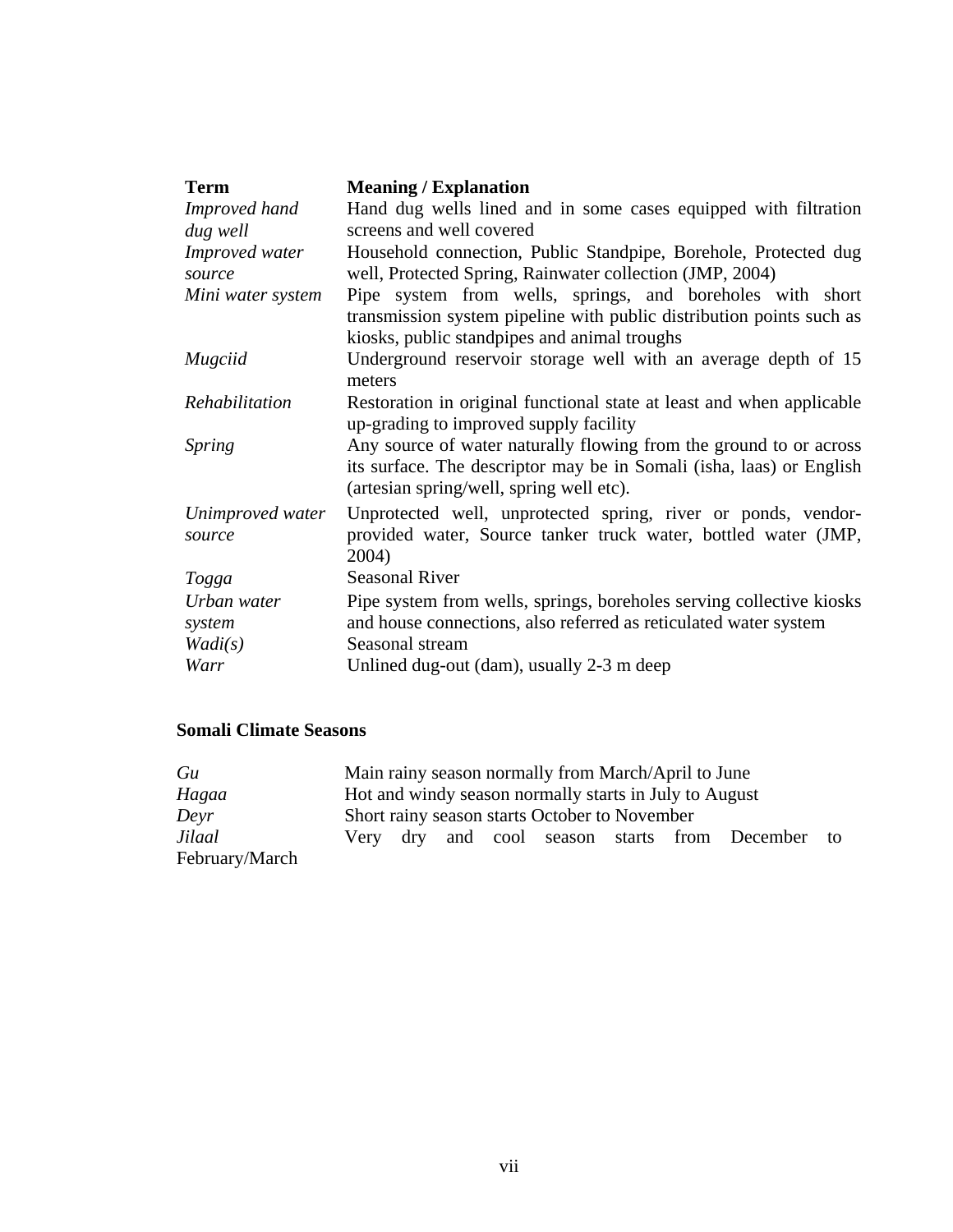| Term | Meaning / Explanation |
|---|---|
| *Improved hand dug well* | Hand dug wells lined and in some cases equipped with filtration screens and well covered |
| *Improved water source* | Household connection, Public Standpipe, Borehole, Protected dug well, Protected Spring, Rainwater collection (JMP, 2004) |
| *Mini water system* | Pipe system from wells, springs, and boreholes with short transmission system pipeline with public distribution points such as kiosks, public standpipes and animal troughs |
| *Mugciid* | Underground reservoir storage well with an average depth of 15 meters |
| *Rehabilitation* | Restoration in original functional state at least and when applicable up-grading to improved supply facility |
| *Spring* | Any source of water naturally flowing from the ground to or across its surface. The descriptor may be in Somali (isha, laas) or English (artesian spring/well, spring well etc). |
| *Unimproved water source* | Unprotected well, unprotected spring, river or ponds, vendor-provided water, Source tanker truck water, bottled water (JMP, 2004) |
| *Togga* | Seasonal River |
| *Urban water system* | Pipe system from wells, springs, boreholes serving collective kiosks and house connections, also referred as reticulated water system |
| *Wadi(s)* | Seasonal stream |
| *Warr* | Unlined dug-out (dam), usually 2-3 m deep |

## Somali Climate Seasons

| | |
|---|---|
| *Gu* | Main rainy season normally from March/April to June |
| *Hagaa* | Hot and windy season normally starts in July to August |
| *Deyr* | Short rainy season starts October to November |
| *Jilaal* | Very dry and cool season starts from December to February/March |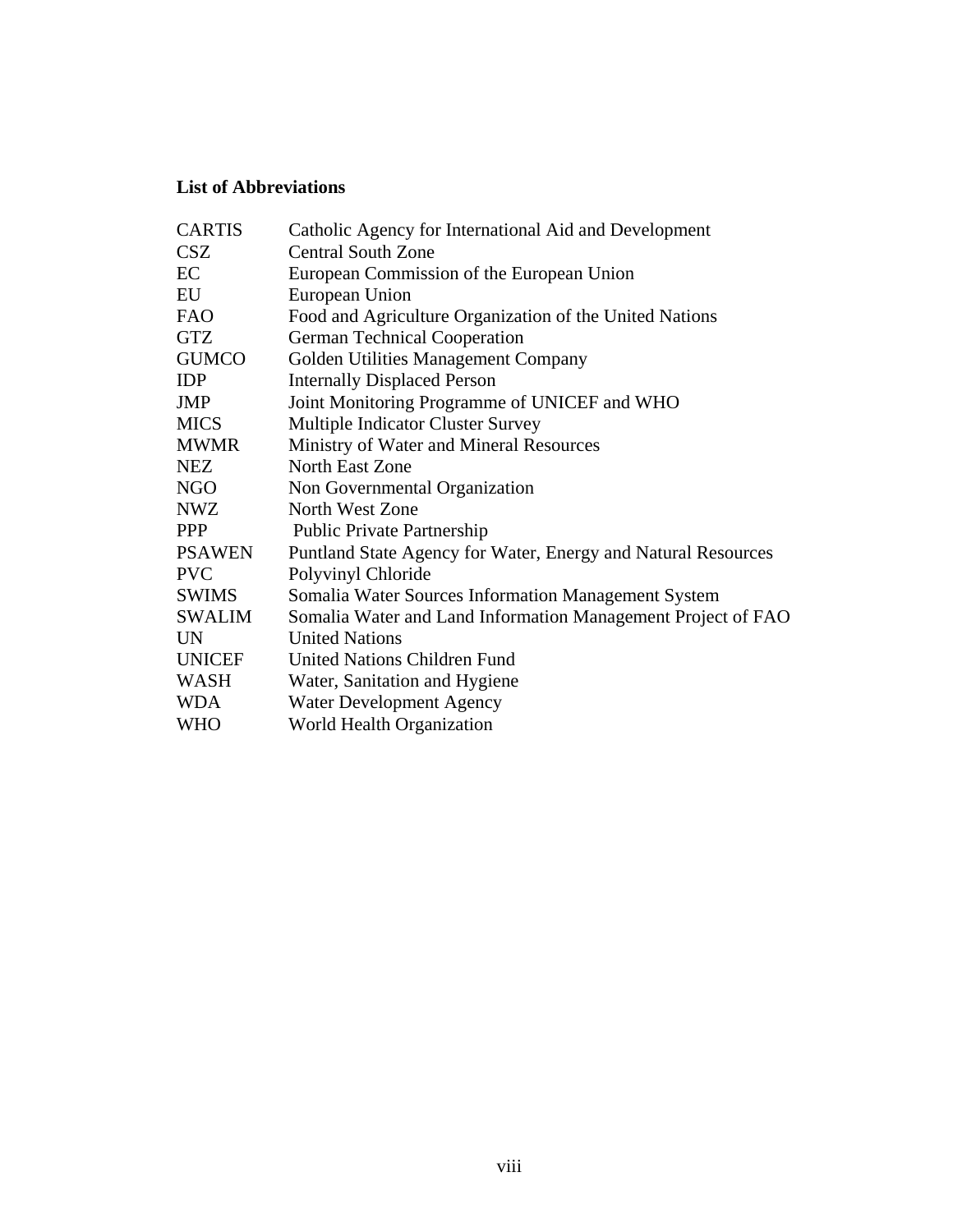### List of Abbreviations

| | |
|---|---|
| CARTIS | Catholic Agency for International Aid and Development |
| CSZ | Central South Zone |
| EC | European Commission of the European Union |
| EU | European Union |
| FAO | Food and Agriculture Organization of the United Nations |
| GTZ | German Technical Cooperation |
| GUMCO | Golden Utilities Management Company |
| IDP | Internally Displaced Person |
| JMP | Joint Monitoring Programme of UNICEF and WHO |
| MICS | Multiple Indicator Cluster Survey |
| MWMR | Ministry of Water and Mineral Resources |
| NEZ | North East Zone |
| NGO | Non Governmental Organization |
| NWZ | North West Zone |
| PPP | Public Private Partnership |
| PSAWEN | Puntland State Agency for Water, Energy and Natural Resources |
| PVC | Polyvinyl Chloride |
| SWIMS | Somalia Water Sources Information Management System |
| SWALIM | Somalia Water and Land Information Management Project of FAO |
| UN | United Nations |
| UNICEF | United Nations Children Fund |
| WASH | Water, Sanitation and Hygiene |
| WDA | Water Development Agency |
| WHO | World Health Organization |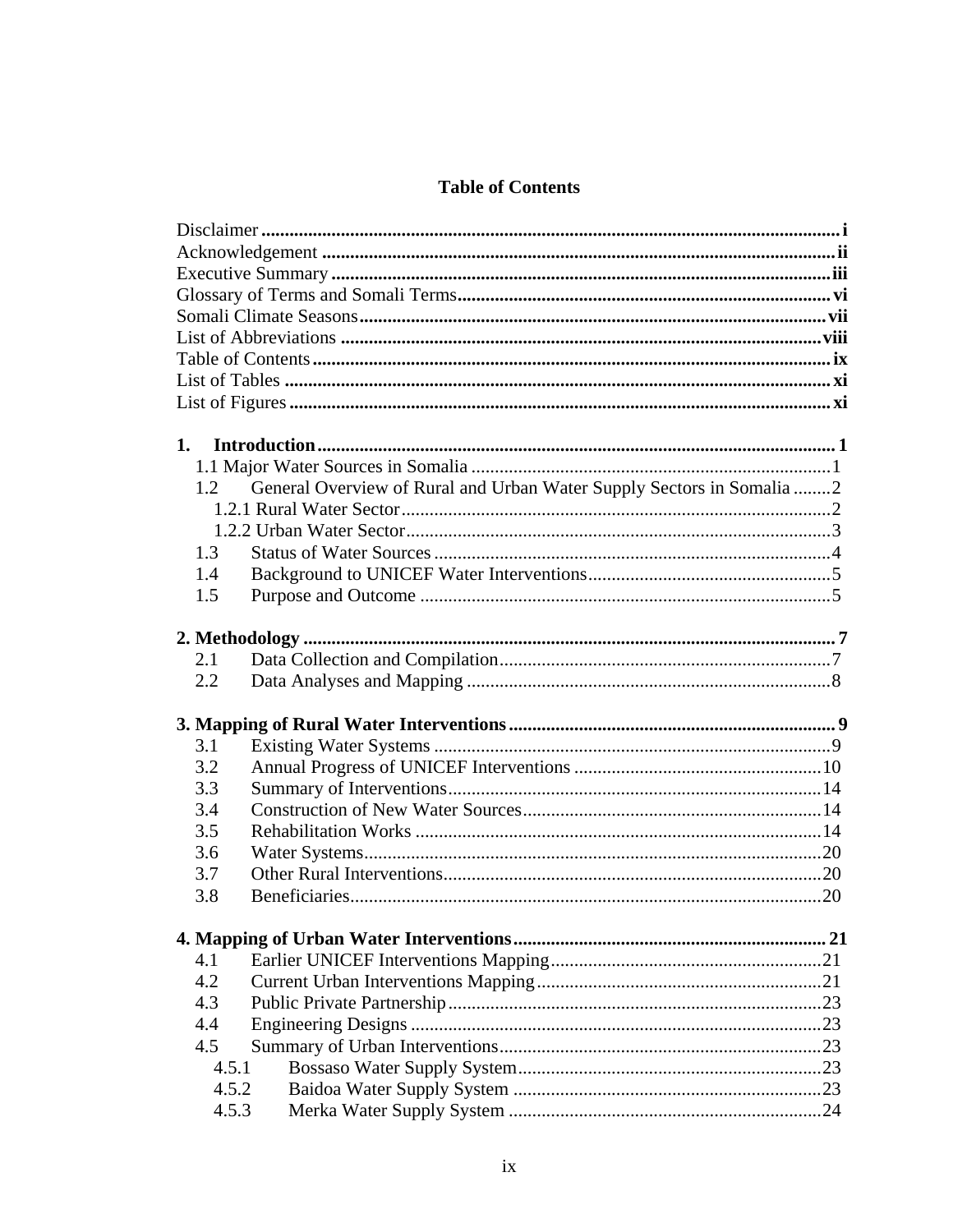# Table of Contents

Disclaimer ..... i
Acknowledgement ..... ii
Executive Summary ..... iii
Glossary of Terms and Somali Terms ..... vi
Somali Climate Seasons ..... vii
List of Abbreviations ..... viii
Table of Contents ..... ix
List of Tables ..... xi
List of Figures ..... xi

**1. Introduction ..... 1**
- 1.1 Major Water Sources in Somalia ..... 1
- 1.2 General Overview of Rural and Urban Water Supply Sectors in Somalia ..... 2
  - 1.2.1 Rural Water Sector ..... 2
  - 1.2.2 Urban Water Sector ..... 3
- 1.3 Status of Water Sources ..... 4
- 1.4 Background to UNICEF Water Interventions ..... 5
- 1.5 Purpose and Outcome ..... 5

**2. Methodology ..... 7**
- 2.1 Data Collection and Compilation ..... 7
- 2.2 Data Analyses and Mapping ..... 8

**3. Mapping of Rural Water Interventions ..... 9**
- 3.1 Existing Water Systems ..... 9
- 3.2 Annual Progress of UNICEF Interventions ..... 10
- 3.3 Summary of Interventions ..... 14
- 3.4 Construction of New Water Sources ..... 14
- 3.5 Rehabilitation Works ..... 14
- 3.6 Water Systems ..... 20
- 3.7 Other Rural Interventions ..... 20
- 3.8 Beneficiaries ..... 20

**4. Mapping of Urban Water Interventions ..... 21**
- 4.1 Earlier UNICEF Interventions Mapping ..... 21
- 4.2 Current Urban Interventions Mapping ..... 21
- 4.3 Public Private Partnership ..... 23
- 4.4 Engineering Designs ..... 23
- 4.5 Summary of Urban Interventions ..... 23
  - 4.5.1 Bossaso Water Supply System ..... 23
  - 4.5.2 Baidoa Water Supply System ..... 23
  - 4.5.3 Merka Water Supply System ..... 24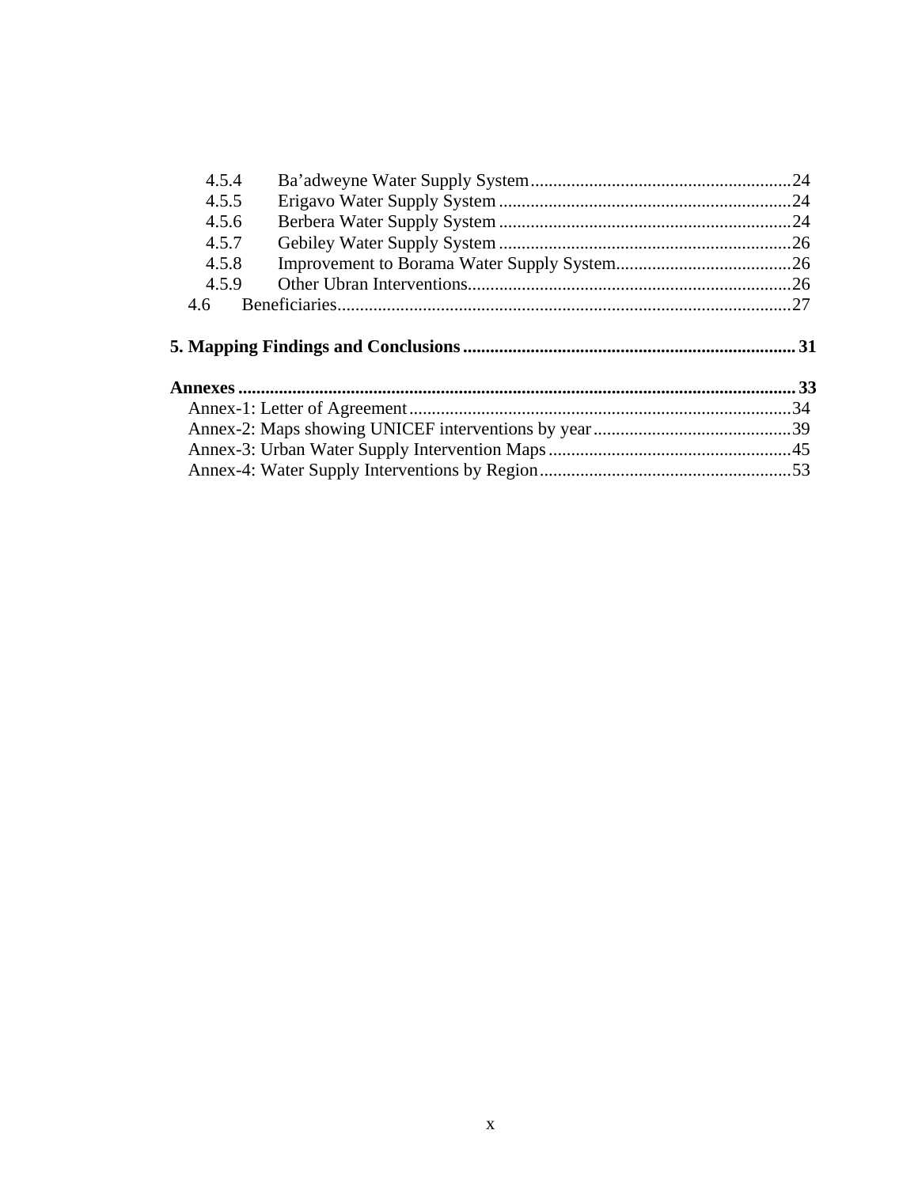4.5.4 Ba'adweyne Water Supply System....................................................24
4.5.5 Erigavo Water Supply System ..........................................................24
4.5.6 Berbera Water Supply System ..........................................................24
4.5.7 Gebiley Water Supply System ..........................................................26
4.5.8 Improvement to Borama Water Supply System.................................26
4.5.9 Other Ubran Interventions..................................................................26
4.6 Beneficiaries...............................................................................................27

**5. Mapping Findings and Conclusions .......................................................... 31**

**Annexes ......................................................................................................... 33**

Annex-1: Letter of Agreement.......................................................................34
Annex-2: Maps showing UNICEF interventions by year..............................39
Annex-3: Urban Water Supply Intervention Maps........................................45
Annex-4: Water Supply Interventions by Region..........................................53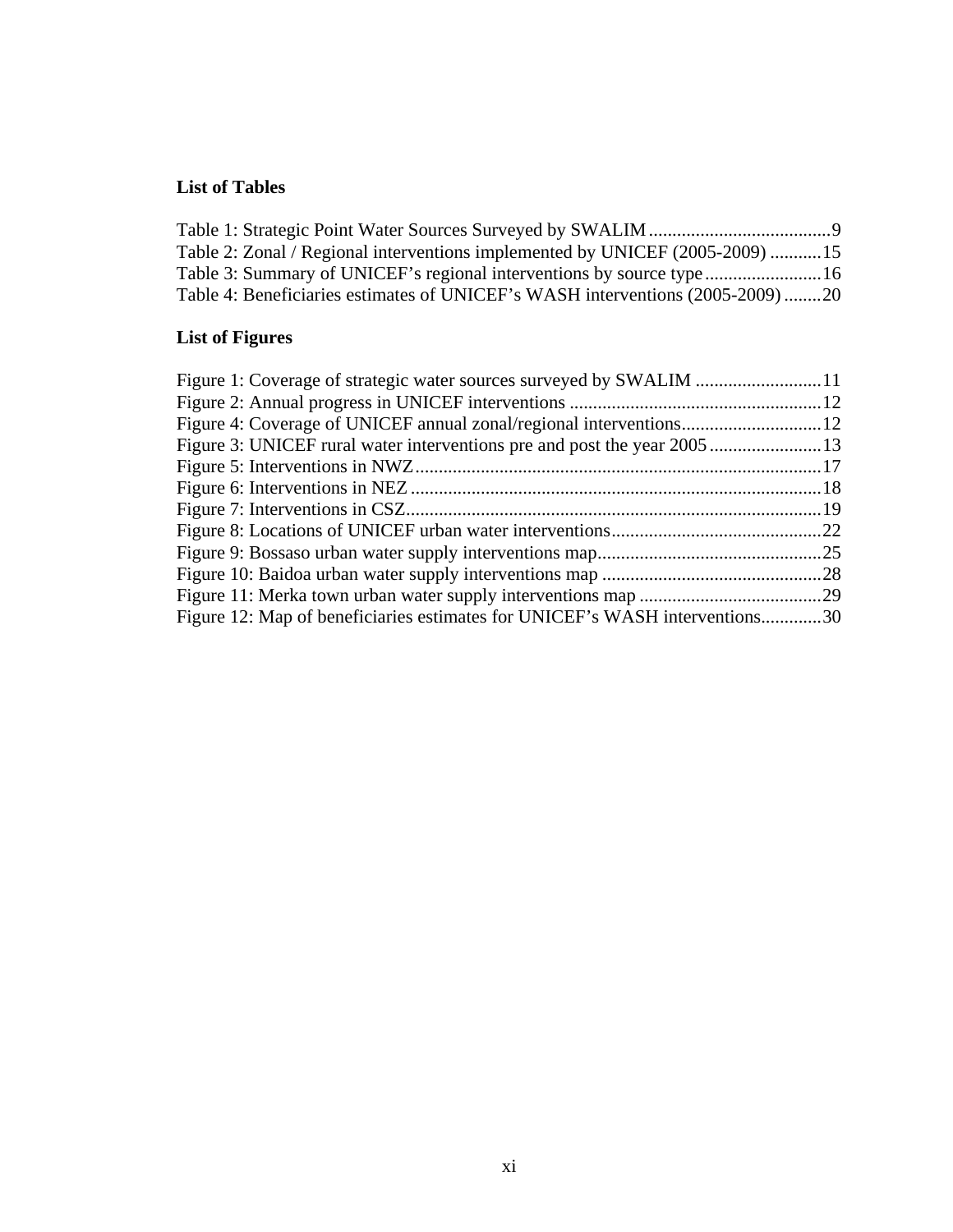## List of Tables

Table 1: Strategic Point Water Sources Surveyed by SWALIM .......................................9
Table 2: Zonal / Regional interventions implemented by UNICEF (2005-2009) ...........15
Table 3: Summary of UNICEF's regional interventions by source type .........................16
Table 4: Beneficiaries estimates of UNICEF's WASH interventions (2005-2009) ........20

## List of Figures

Figure 1: Coverage of strategic water sources surveyed by SWALIM ...........................11
Figure 2: Annual progress in UNICEF interventions ......................................................12
Figure 4: Coverage of UNICEF annual zonal/regional interventions..............................12
Figure 3: UNICEF rural water interventions pre and post the year 2005 ........................13
Figure 5: Interventions in NWZ.......................................................................................17
Figure 6: Interventions in NEZ ........................................................................................18
Figure 7: Interventions in CSZ.........................................................................................19
Figure 8: Locations of UNICEF urban water interventions.............................................22
Figure 9: Bossaso urban water supply interventions map................................................25
Figure 10: Baidoa urban water supply interventions map ...............................................28
Figure 11: Merka town urban water supply interventions map .......................................29
Figure 12: Map of beneficiaries estimates for UNICEF's WASH interventions.............30